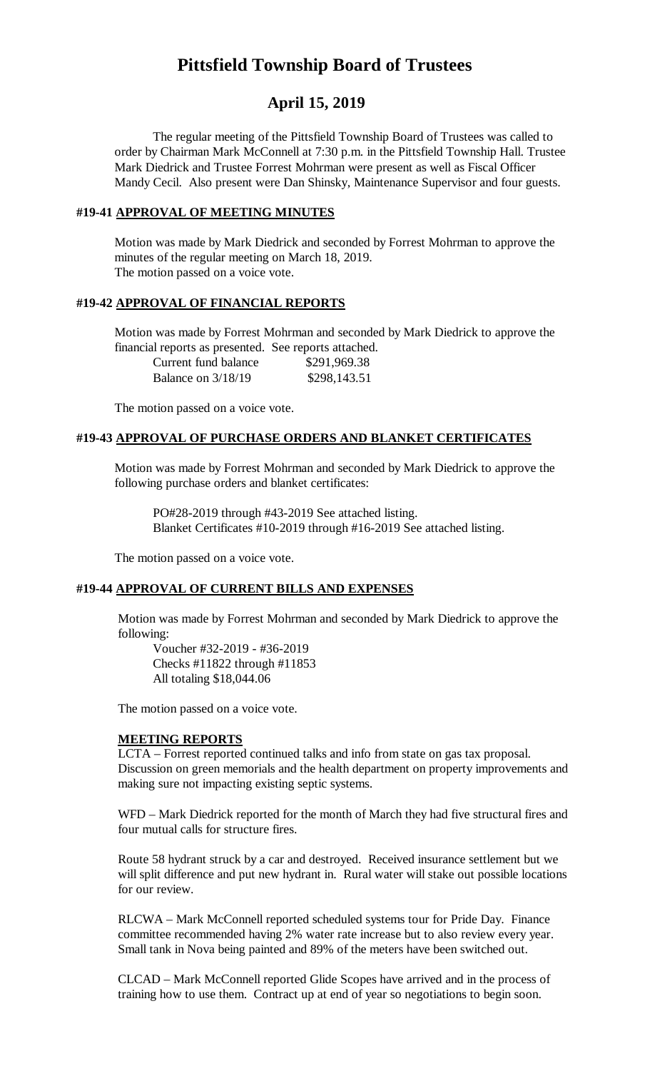# Pittsfield Township Board of Trustees

## April 15, 2019

The regular meeting of the Pittsfield Township Board of Trustees was called to order by Chairman Mark McConnell at 7:30 p.m. in the Pittsfield Township Hall. Trustee Mark Diedrick and Trustee Forrest Mohrman were present as well as Fiscal Officer Mandy Cecil. Also present were Dan Shinsky, Maintenance Supervisor and four guests.

### #19-41 APPROVAL OF MEETING MINUTES

Motion was made by Mark Diedrick and seconded by Forrest Mohrman to approve the minutes of the regular meeting on March 18, 2019.
The motion passed on a voice vote.

### #19-42 APPROVAL OF FINANCIAL REPORTS

Motion was made by Forrest Mohrman and seconded by Mark Diedrick to approve the financial reports as presented. See reports attached.

| | |
|---|---|
| Current fund balance | \$291,969.38 |
| Balance on 3/18/19 | \$298,143.51 |

The motion passed on a voice vote.

### #19-43 APPROVAL OF PURCHASE ORDERS AND BLANKET CERTIFICATES

Motion was made by Forrest Mohrman and seconded by Mark Diedrick to approve the following purchase orders and blanket certificates:

PO#28-2019 through #43-2019 See attached listing.
Blanket Certificates #10-2019 through #16-2019 See attached listing.

The motion passed on a voice vote.

### #19-44 APPROVAL OF CURRENT BILLS AND EXPENSES

Motion was made by Forrest Mohrman and seconded by Mark Diedrick to approve the following:

Voucher #32-2019 - #36-2019
Checks #11822 through #11853
All totaling \$18,044.06

The motion passed on a voice vote.

### MEETING REPORTS

LCTA – Forrest reported continued talks and info from state on gas tax proposal. Discussion on green memorials and the health department on property improvements and making sure not impacting existing septic systems.

WFD – Mark Diedrick reported for the month of March they had five structural fires and four mutual calls for structure fires.

Route 58 hydrant struck by a car and destroyed. Received insurance settlement but we will split difference and put new hydrant in. Rural water will stake out possible locations for our review.

RLCWA – Mark McConnell reported scheduled systems tour for Pride Day. Finance committee recommended having 2% water rate increase but to also review every year. Small tank in Nova being painted and 89% of the meters have been switched out.

CLCAD – Mark McConnell reported Glide Scopes have arrived and in the process of training how to use them. Contract up at end of year so negotiations to begin soon.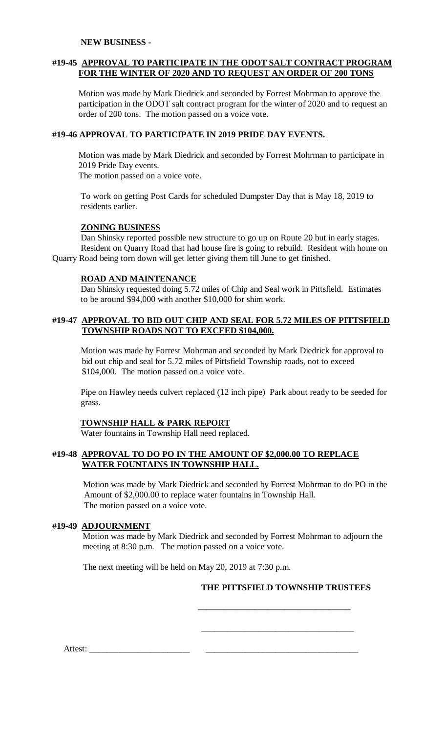**NEW BUSINESS -**

**#19-45 APPROVAL TO PARTICIPATE IN THE ODOT SALT CONTRACT PROGRAM FOR THE WINTER OF 2020 AND TO REQUEST AN ORDER OF 200 TONS**

Motion was made by Mark Diedrick and seconded by Forrest Mohrman to approve the participation in the ODOT salt contract program for the winter of 2020 and to request an order of 200 tons. The motion passed on a voice vote.

**#19-46 APPROVAL TO PARTICIPATE IN 2019 PRIDE DAY EVENTS.**

Motion was made by Mark Diedrick and seconded by Forrest Mohrman to participate in 2019 Pride Day events.
The motion passed on a voice vote.

To work on getting Post Cards for scheduled Dumpster Day that is May 18, 2019 to residents earlier.

**ZONING BUSINESS**

Dan Shinsky reported possible new structure to go up on Route 20 but in early stages. Resident on Quarry Road that had house fire is going to rebuild. Resident with home on Quarry Road being torn down will get letter giving them till June to get finished.

**ROAD AND MAINTENANCE**

Dan Shinsky requested doing 5.72 miles of Chip and Seal work in Pittsfield. Estimates to be around $94,000 with another $10,000 for shim work.

**#19-47 APPROVAL TO BID OUT CHIP AND SEAL FOR 5.72 MILES OF PITTSFIELD TOWNSHIP ROADS NOT TO EXCEED $104,000.**

Motion was made by Forrest Mohrman and seconded by Mark Diedrick for approval to bid out chip and seal for 5.72 miles of Pittsfield Township roads, not to exceed $104,000. The motion passed on a voice vote.

Pipe on Hawley needs culvert replaced (12 inch pipe) Park about ready to be seeded for grass.

**TOWNSHIP HALL & PARK REPORT**

Water fountains in Township Hall need replaced.

**#19-48 APPROVAL TO DO PO IN THE AMOUNT OF $2,000.00 TO REPLACE WATER FOUNTAINS IN TOWNSHIP HALL.**

Motion was made by Mark Diedrick and seconded by Forrest Mohrman to do PO in the Amount of $2,000.00 to replace water fountains in Township Hall.
The motion passed on a voice vote.

**#19-49 ADJOURNMENT**

Motion was made by Mark Diedrick and seconded by Forrest Mohrman to adjourn the meeting at 8:30 p.m. The motion passed on a voice vote.

The next meeting will be held on May 20, 2019 at 7:30 p.m.

**THE PITTSFIELD TOWNSHIP TRUSTEES**

___________________________________

___________________________________

Attest: _______________________ ___________________________________